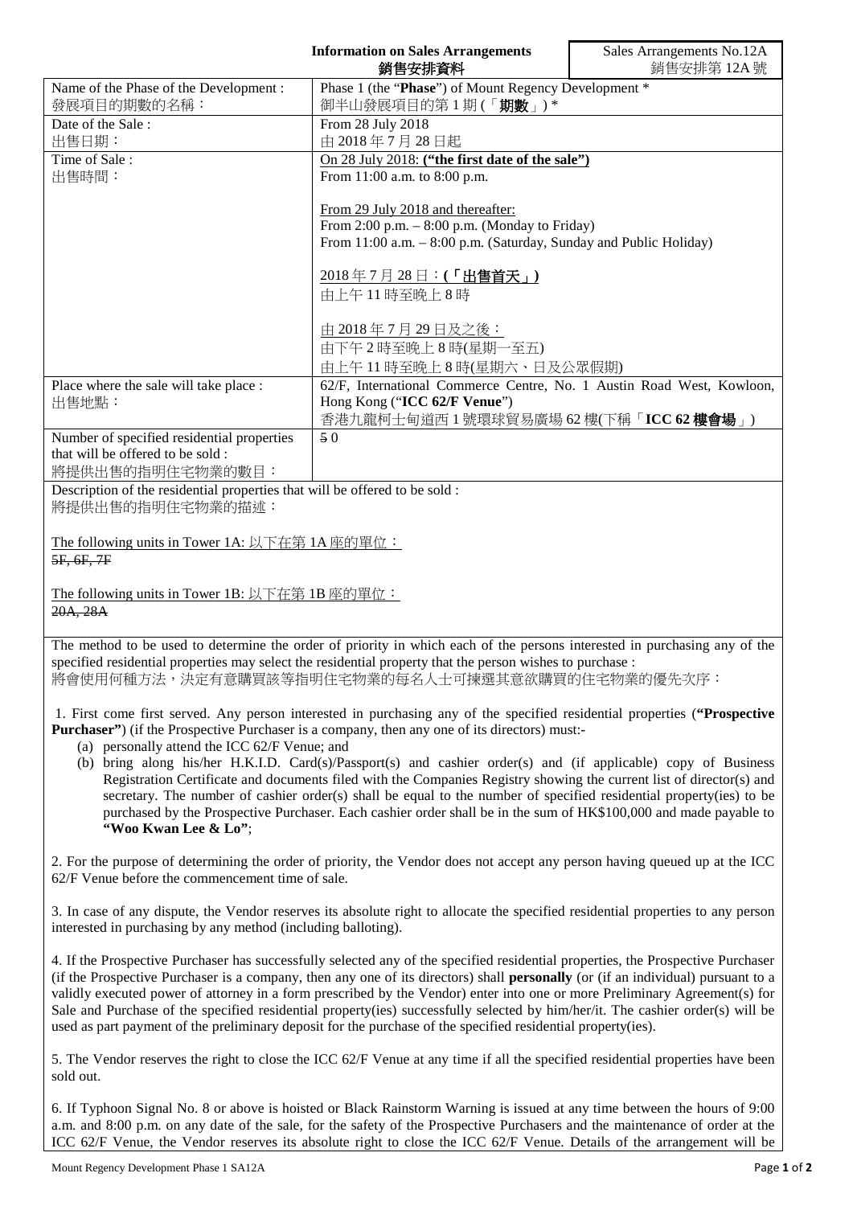# Information on Sales Arrangements
# 銷售安排資料

Sales Arrangements No.12A
銷售安排第 12A 號

| | |
|---|---|
| Name of the Phase of the Development :<br>發展項目的期數的名稱： | Phase 1 (the "**Phase**") of Mount Regency Development *<br>御半山發展項目的第 1 期 (「**期數**」) * |
| Date of the Sale :<br>出售日期： | From 28 July 2018<br>由 2018 年 7 月 28 日起 |
| Time of Sale :<br>出售時間： | <u>On 28 July 2018:</u> **<u>("the first date of the sale")</u>**<br>From 11:00 a.m. to 8:00 p.m.<br><br><u>From 29 July 2018 and thereafter:</u><br>From 2:00 p.m. – 8:00 p.m. (Monday to Friday)<br>From 11:00 a.m. – 8:00 p.m. (Saturday, Sunday and Public Holiday)<br><br><u>2018 年 7 月 28 日：</u>**<u>(「出售首天」)</u>**<br>由上午 11 時至晚上 8 時<br><br><u>由 2018 年 7 月 29 日及之後：</u><br>由下午 2 時至晚上 8 時(星期一至五)<br>由上午 11 時至晚上 8 時(星期六、日及公眾假期) |
| Place where the sale will take place :<br>出售地點： | 62/F, International Commerce Centre, No. 1 Austin Road West, Kowloon, Hong Kong ("**ICC 62/F Venue**")<br>香港九龍柯士甸道西 1 號環球貿易廣場 62 樓(下稱「**ICC 62 樓會場**」) |
| Number of specified residential properties that will be offered to be sold :<br>將提供出售的指明住宅物業的數目： | ~~5~~ 0 |

Description of the residential properties that will be offered to be sold :
將提供出售的指明住宅物業的描述：

<u>The following units in Tower 1A: 以下在第 1A 座的單位：</u>
~~5F, 6F, 7F~~

<u>The following units in Tower 1B: 以下在第 1B 座的單位：</u>
~~20A, 28A~~

The method to be used to determine the order of priority in which each of the persons interested in purchasing any of the specified residential properties may select the residential property that the person wishes to purchase :
將會使用何種方法，決定有意購買該等指明住宅物業的每名人士可揀選其意欲購買的住宅物業的優先次序：

1. First come first served. Any person interested in purchasing any of the specified residential properties (**"Prospective Purchaser"**) (if the Prospective Purchaser is a company, then any one of its directors) must:-
   (a) personally attend the ICC 62/F Venue; and
   (b) bring along his/her H.K.I.D. Card(s)/Passport(s) and cashier order(s) and (if applicable) copy of Business Registration Certificate and documents filed with the Companies Registry showing the current list of director(s) and secretary. The number of cashier order(s) shall be equal to the number of specified residential property(ies) to be purchased by the Prospective Purchaser. Each cashier order shall be in the sum of HK$100,000 and made payable to **"Woo Kwan Lee & Lo"**;

2. For the purpose of determining the order of priority, the Vendor does not accept any person having queued up at the ICC 62/F Venue before the commencement time of sale.

3. In case of any dispute, the Vendor reserves its absolute right to allocate the specified residential properties to any person interested in purchasing by any method (including balloting).

4. If the Prospective Purchaser has successfully selected any of the specified residential properties, the Prospective Purchaser (if the Prospective Purchaser is a company, then any one of its directors) shall **personally** (or (if an individual) pursuant to a validly executed power of attorney in a form prescribed by the Vendor) enter into one or more Preliminary Agreement(s) for Sale and Purchase of the specified residential property(ies) successfully selected by him/her/it. The cashier order(s) will be used as part payment of the preliminary deposit for the purchase of the specified residential property(ies).

5. The Vendor reserves the right to close the ICC 62/F Venue at any time if all the specified residential properties have been sold out.

6. If Typhoon Signal No. 8 or above is hoisted or Black Rainstorm Warning is issued at any time between the hours of 9:00 a.m. and 8:00 p.m. on any date of the sale, for the safety of the Prospective Purchasers and the maintenance of order at the ICC 62/F Venue, the Vendor reserves its absolute right to close the ICC 62/F Venue. Details of the arrangement will be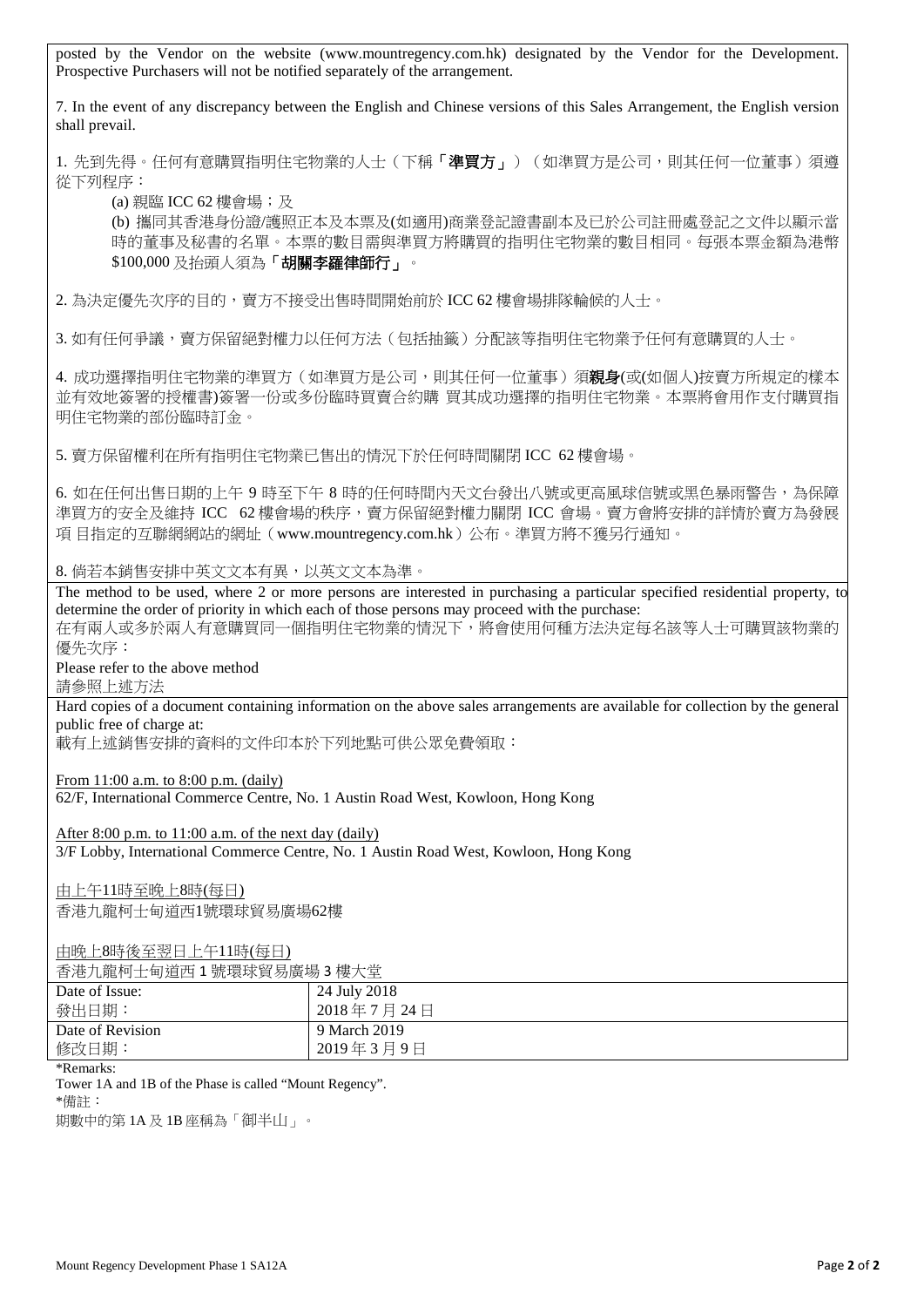posted by the Vendor on the website (www.mountregency.com.hk) designated by the Vendor for the Development. Prospective Purchasers will not be notified separately of the arrangement.

7. In the event of any discrepancy between the English and Chinese versions of this Sales Arrangement, the English version shall prevail.

1. 先到先得。任何有意購買指明住宅物業的人士（下稱**「準買方」**）（如準買方是公司，則其任何一位董事）須遵從下列程序：

(a) 親臨 ICC 62 樓會場；及

(b) 攜同其香港身份證/護照正本及本票及(如適用)商業登記證書副本及已於公司註冊處登記之文件以顯示當時的董事及秘書的名單。本票的數目需與準買方將購買的指明住宅物業的數目相同。每張本票金額為港幣 $100,000 及抬頭人須為**「胡關李羅律師行」**。

2. 為決定優先次序的目的，賣方不接受出售時間開始前於 ICC 62 樓會場排隊輪候的人士。

3. 如有任何爭議，賣方保留絕對權力以任何方法（包括抽籤）分配該等指明住宅物業予任何有意購買的人士。

4. 成功選擇指明住宅物業的準買方（如準買方是公司，則其任何一位董事）須**親身**(或(如個人)按賣方所規定的樣本並有效地簽署的授權書)簽署一份或多份臨時買賣合約購 買其成功選擇的指明住宅物業。本票將會用作支付購買指明住宅物業的部份臨時訂金。

5. 賣方保留權利在所有指明住宅物業已售出的情況下於任何時間關閉 ICC 62 樓會場。

6. 如在任何出售日期的上午 9 時至下午 8 時的任何時間內天文台發出八號或更高風球信號或黑色暴雨警告，為保障準買方的安全及維持 ICC 62 樓會場的秩序，賣方保留絕對權力關閉 ICC 會場。賣方會將安排的詳情於賣方為發展項 目指定的互聯網網站的網址（www.mountregency.com.hk）公布。準買方將不獲另行通知。

8. 倘若本銷售安排中英文文本有異，以英文文本為準。

The method to be used, where 2 or more persons are interested in purchasing a particular specified residential property, to determine the order of priority in which each of those persons may proceed with the purchase:

在有兩人或多於兩人有意購買同一個指明住宅物業的情況下，將會使用何種方法決定每名該等人士可購買該物業的優先次序：

Please refer to the above method

請參照上述方法

Hard copies of a document containing information on the above sales arrangements are available for collection by the general public free of charge at:

載有上述銷售安排的資料的文件印本於下列地點可供公眾免費領取：

From 11:00 a.m. to 8:00 p.m. (daily)

62/F, International Commerce Centre, No. 1 Austin Road West, Kowloon, Hong Kong

After 8:00 p.m. to 11:00 a.m. of the next day (daily)

3/F Lobby, International Commerce Centre, No. 1 Austin Road West, Kowloon, Hong Kong

由上午11時至晚上8時(每日)

香港九龍柯士甸道西1號環球貿易廣場62樓

由晚上8時後至翌日上午11時(每日)

香港九龍柯士甸道西 1 號環球貿易廣場 3 樓大堂

| | |
|---|---|
| Date of Issue:<br>發出日期： | 24 July 2018<br>2018 年 7 月 24 日 |
| Date of Revision<br>修改日期： | 9 March 2019<br>2019 年 3 月 9 日 |

*Remarks:

Tower 1A and 1B of the Phase is called "Mount Regency".

*備註：

期數中的第 1A 及 1B 座稱為「御半山」。